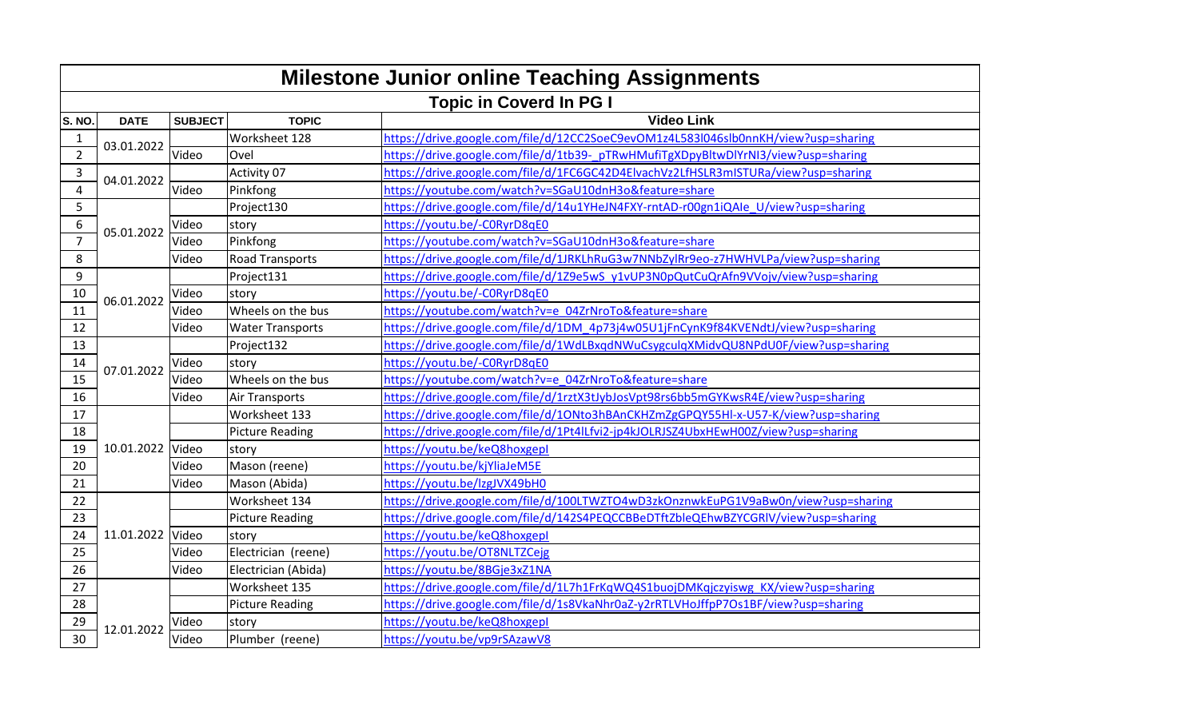# Milestone Junior online Teaching Assignments

## Topic in Coverd In PG I

| S. NO. | DATE | SUBJECT | TOPIC | Video Link |
|---|---|---|---|---|
| 1 | 03.01.2022 | | Worksheet 128 | https://drive.google.com/file/d/12CC2SoeC9evOM1z4L583l046slb0nnKH/view?usp=sharing |
| 2 | | Video | Ovel | https://drive.google.com/file/d/1tb39-_pTRwHMufiTgXDpyBltwDlYrNI3/view?usp=sharing |
| 3 | 04.01.2022 | | Activity 07 | https://drive.google.com/file/d/1FC6GC42D4ElvachVz2LfHSLR3mISTURa/view?usp=sharing |
| 4 | | Video | Pinkfong | https://youtube.com/watch?v=SGaU10dnH3o&feature=share |
| 5 | 05.01.2022 | | Project130 | https://drive.google.com/file/d/14u1YHeJN4FXY-rntAD-r00gn1iQAIe_U/view?usp=sharing |
| 6 | | Video | story | https://youtu.be/-C0RyrD8qE0 |
| 7 | | Video | Pinkfong | https://youtube.com/watch?v=SGaU10dnH3o&feature=share |
| 8 | | Video | Road Transports | https://drive.google.com/file/d/1JRKLhRuG3w7NNbZylRr9eo-z7HWHVLPa/view?usp=sharing |
| 9 | 06.01.2022 | | Project131 | https://drive.google.com/file/d/1Z9e5wS_y1vUP3N0pQutCuQrAfn9VVojv/view?usp=sharing |
| 10 | | Video | story | https://youtu.be/-C0RyrD8qE0 |
| 11 | | Video | Wheels on the bus | https://youtube.com/watch?v=e_04ZrNroTo&feature=share |
| 12 | | Video | Water Transports | https://drive.google.com/file/d/1DM_4p73j4w05U1jFnCynK9f84KVENdtJ/view?usp=sharing |
| 13 | 07.01.2022 | | Project132 | https://drive.google.com/file/d/1WdLBxqdNWuCsygculqXMidvQU8NPdU0F/view?usp=sharing |
| 14 | | Video | story | https://youtu.be/-C0RyrD8qE0 |
| 15 | | Video | Wheels on the bus | https://youtube.com/watch?v=e_04ZrNroTo&feature=share |
| 16 | | Video | Air Transports | https://drive.google.com/file/d/1rztX3tJybJosVpt98rs6bb5mGYKwsR4E/view?usp=sharing |
| 17 | 10.01.2022 | | Worksheet 133 | https://drive.google.com/file/d/1ONto3hBAnCKHZmZgGPQY55Hl-x-U57-K/view?usp=sharing |
| 18 | | | Picture Reading | https://drive.google.com/file/d/1Pt4lLfvi2-jp4kJOLRJSZ4UbxHEwH00Z/view?usp=sharing |
| 19 | | Video | story | https://youtu.be/keQ8hoxgepI |
| 20 | | Video | Mason (reene) | https://youtu.be/kjYliaJeM5E |
| 21 | | Video | Mason (Abida) | https://youtu.be/lzgJVX49bH0 |
| 22 | 11.01.2022 | | Worksheet 134 | https://drive.google.com/file/d/10OLTWZTO4wD3zkOnznwkEuPG1V9aBw0n/view?usp=sharing |
| 23 | | | Picture Reading | https://drive.google.com/file/d/142S4PEQCCBBeDTftZbleQEhwBZYCGRlV/view?usp=sharing |
| 24 | | Video | story | https://youtu.be/keQ8hoxgepI |
| 25 | | Video | Electrician (reene) | https://youtu.be/OT8NLTZCejg |
| 26 | | Video | Electrician (Abida) | https://youtu.be/8BGje3xZ1NA |
| 27 | 12.01.2022 | | Worksheet 135 | https://drive.google.com/file/d/1L7h1FrKqWQ4S1buojDMKqjczyiswg_KX/view?usp=sharing |
| 28 | | | Picture Reading | https://drive.google.com/file/d/1s8VkaNhr0aZ-y2rRTLVHoJffpP7Os1BF/view?usp=sharing |
| 29 | | Video | story | https://youtu.be/keQ8hoxgepI |
| 30 | | Video | Plumber (reene) | https://youtu.be/vp9rSAzawV8 |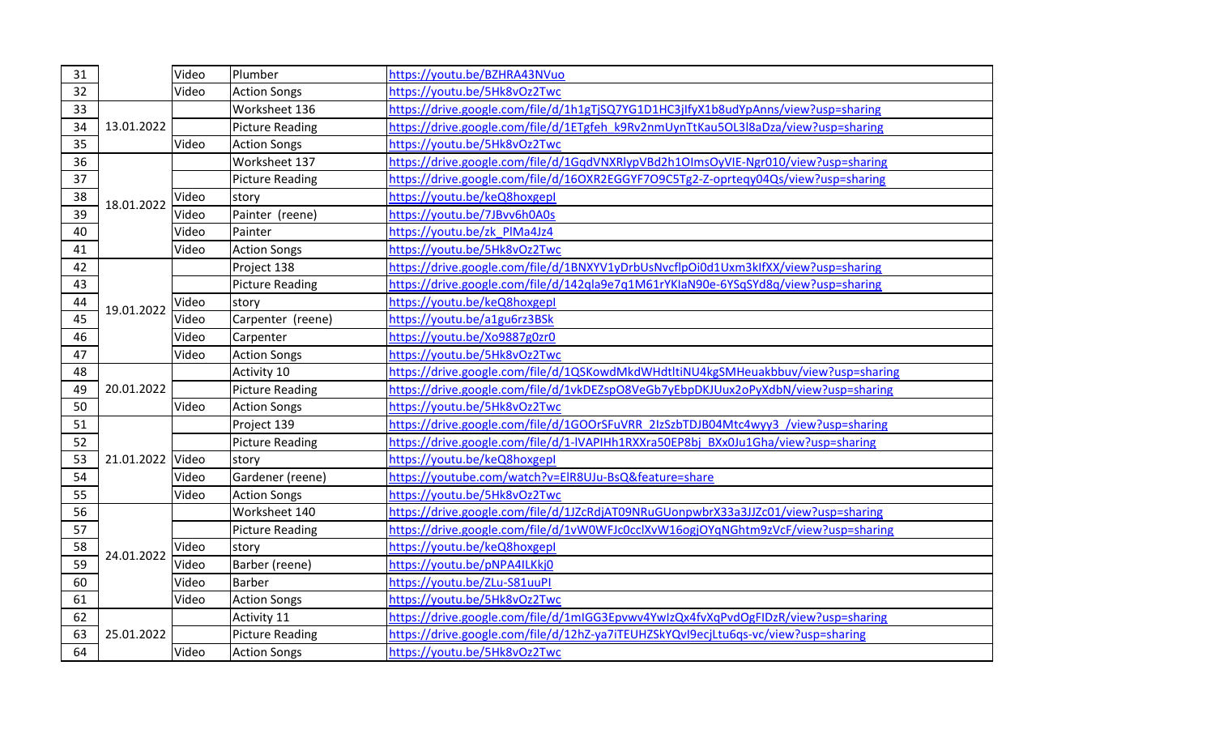| | | | | |
|---|---|---|---|---|
| 31 | | Video | Plumber | https://youtu.be/BZHRA43NVuo |
| 32 | | Video | Action Songs | https://youtu.be/5Hk8vOz2Twc |
| 33 | 13.01.2022 | | Worksheet 136 | https://drive.google.com/file/d/1h1gTjSQ7YG1D1HC3jIfyX1b8udYpAnns/view?usp=sharing |
| 34 | | | Picture Reading | https://drive.google.com/file/d/1ETgfeh_k9Rv2nmUynTtKau5OL3l8aDza/view?usp=sharing |
| 35 | | Video | Action Songs | https://youtu.be/5Hk8vOz2Twc |
| 36 | 18.01.2022 | | Worksheet 137 | https://drive.google.com/file/d/1GqdVNXRlypVBd2h1OImsOyVIE-Ngr010/view?usp=sharing |
| 37 | | | Picture Reading | https://drive.google.com/file/d/16OXR2EGGYF7O9C5Tg2-Z-oprteqy04Qs/view?usp=sharing |
| 38 | | Video | story | https://youtu.be/keQ8hoxgepI |
| 39 | | Video | Painter (reene) | https://youtu.be/7JBvv6h0A0s |
| 40 | | Video | Painter | https://youtu.be/zk_PlMa4Jz4 |
| 41 | | Video | Action Songs | https://youtu.be/5Hk8vOz2Twc |
| 42 | 19.01.2022 | | Project 138 | https://drive.google.com/file/d/1BNXYV1yDrbUsNvcflpOi0d1Uxm3kIfXX/view?usp=sharing |
| 43 | | | Picture Reading | https://drive.google.com/file/d/142qla9e7q1M61rYKIaN90e-6YSqSYd8q/view?usp=sharing |
| 44 | | Video | story | https://youtu.be/keQ8hoxgepI |
| 45 | | Video | Carpenter (reene) | https://youtu.be/a1gu6rz3BSk |
| 46 | | Video | Carpenter | https://youtu.be/Xo9887g0zr0 |
| 47 | | Video | Action Songs | https://youtu.be/5Hk8vOz2Twc |
| 48 | 20.01.2022 | | Activity 10 | https://drive.google.com/file/d/1QSKowdMkdWHdtltiNU4kgSMHeuakbbuv/view?usp=sharing |
| 49 | | | Picture Reading | https://drive.google.com/file/d/1vkDEZspO8VeGb7yEbpDKJUux2oPyXdbN/view?usp=sharing |
| 50 | | Video | Action Songs | https://youtu.be/5Hk8vOz2Twc |
| 51 | 21.01.2022 | | Project 139 | https://drive.google.com/file/d/1GOOrSFuVRR_2IzSzbTDJB04Mtc4wyy3_/view?usp=sharing |
| 52 | | | Picture Reading | https://drive.google.com/file/d/1-lVAPIHh1RXXra50EP8bj_BXx0Ju1Gha/view?usp=sharing |
| 53 | | Video | story | https://youtu.be/keQ8hoxgepI |
| 54 | | Video | Gardener (reene) | https://youtube.com/watch?v=ElR8UJu-BsQ&feature=share |
| 55 | | Video | Action Songs | https://youtu.be/5Hk8vOz2Twc |
| 56 | 24.01.2022 | | Worksheet 140 | https://drive.google.com/file/d/1JZcRdjAT09NRuGUonpwbrX33a3JJZc01/view?usp=sharing |
| 57 | | | Picture Reading | https://drive.google.com/file/d/1vW0WFJc0cclXvW16ogjOYqNGhtm9zVcF/view?usp=sharing |
| 58 | | Video | story | https://youtu.be/keQ8hoxgepI |
| 59 | | Video | Barber (reene) | https://youtu.be/pNPA4ILKkj0 |
| 60 | | Video | Barber | https://youtu.be/ZLu-S81uuPI |
| 61 | | Video | Action Songs | https://youtu.be/5Hk8vOz2Twc |
| 62 | 25.01.2022 | | Activity 11 | https://drive.google.com/file/d/1mIGG3Epvwv4YwIzQx4fvXqPvdOgFIDzR/view?usp=sharing |
| 63 | | | Picture Reading | https://drive.google.com/file/d/12hZ-ya7iTEUHZSkYQvI9ecjLtu6qs-vc/view?usp=sharing |
| 64 | | Video | Action Songs | https://youtu.be/5Hk8vOz2Twc |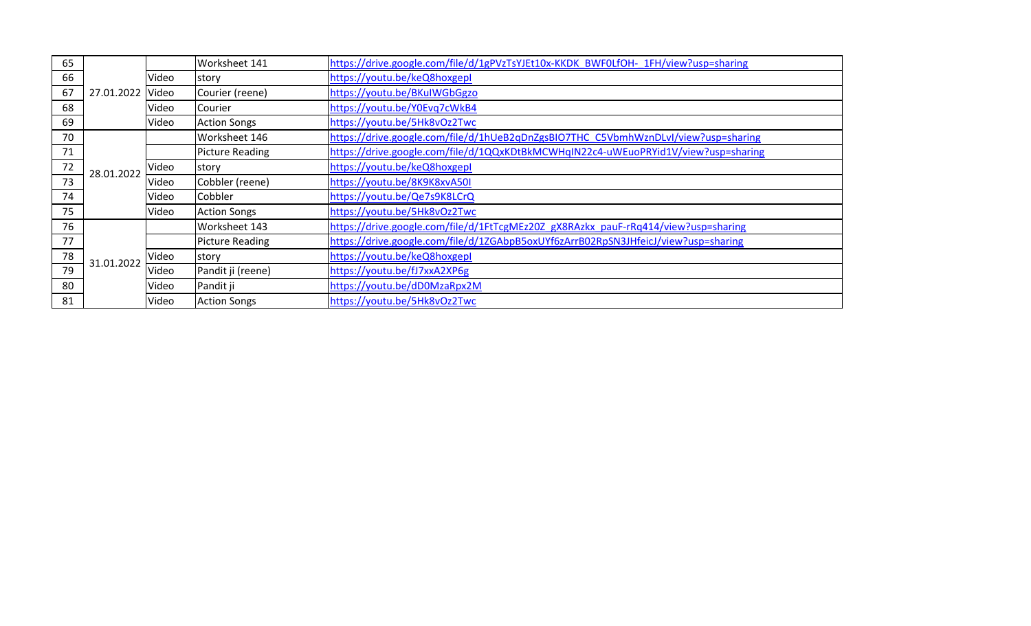| | | | | |
|---|---|---|---|---|
| 65 | 27.01.2022 | | Worksheet 141 | https://drive.google.com/file/d/1gPVzTsYJEt10x-KKDK_BWF0LfOH-_1FH/view?usp=sharing |
| 66 | | Video | story | https://youtu.be/keQ8hoxgepI |
| 67 | | Video | Courier (reene) | https://youtu.be/BKuIWGbGgzo |
| 68 | | Video | Courier | https://youtu.be/Y0Evq7cWkB4 |
| 69 | | Video | Action Songs | https://youtu.be/5Hk8vOz2Twc |
| 70 | 28.01.2022 | | Worksheet 146 | https://drive.google.com/file/d/1hUeB2qDnZgsBIO7THC_C5VbmhWznDLvI/view?usp=sharing |
| 71 | | | Picture Reading | https://drive.google.com/file/d/1QQxKDtBkMCWHqIN22c4-uWEuoPRYid1V/view?usp=sharing |
| 72 | | Video | story | https://youtu.be/keQ8hoxgepI |
| 73 | | Video | Cobbler (reene) | https://youtu.be/8K9K8xvA50I |
| 74 | | Video | Cobbler | https://youtu.be/Qe7s9K8LCrQ |
| 75 | | Video | Action Songs | https://youtu.be/5Hk8vOz2Twc |
| 76 | 31.01.2022 | | Worksheet 143 | https://drive.google.com/file/d/1FtTcgMEz20Z_gX8RAzkx_pauF-rRq414/view?usp=sharing |
| 77 | | | Picture Reading | https://drive.google.com/file/d/1ZGAbpB5oxUYf6zArrB02RpSN3JHfeicJ/view?usp=sharing |
| 78 | | Video | story | https://youtu.be/keQ8hoxgepI |
| 79 | | Video | Pandit ji (reene) | https://youtu.be/fJ7xxA2XP6g |
| 80 | | Video | Pandit ji | https://youtu.be/dD0MzaRpx2M |
| 81 | | Video | Action Songs | https://youtu.be/5Hk8vOz2Twc |